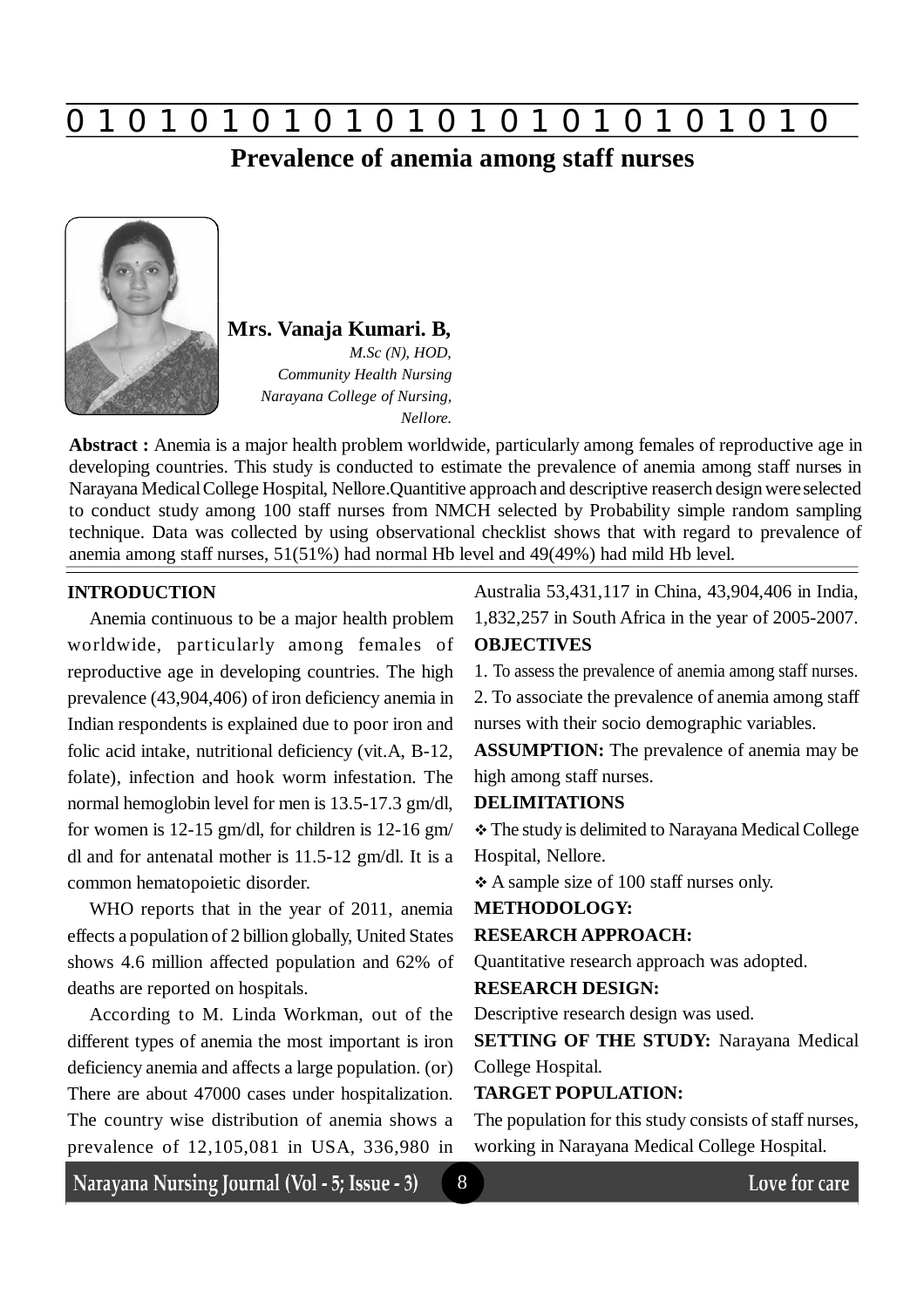# Prevalence of anemia among staff nurses

**Mrs. Vanaja Kumari. B,**

*M.Sc (N), HOD,*
*Community Health Nursing*
*Narayana College of Nursing,*
*Nellore.*

**Abstract :** Anemia is a major health problem worldwide, particularly among females of reproductive age in developing countries. This study is conducted to estimate the prevalence of anemia among staff nurses in Narayana Medical College Hospital, Nellore.Quantitive approach and descriptive reaserch design were selected to conduct study among 100 staff nurses from NMCH selected by Probability simple random sampling technique. Data was collected by using observational checklist shows that with regard to prevalence of anemia among staff nurses, 51(51%) had normal Hb level and 49(49%) had mild Hb level.

## INTRODUCTION

Anemia continuous to be a major health problem worldwide, particularly among females of reproductive age in developing countries. The high prevalence (43,904,406) of iron deficiency anemia in Indian respondents is explained due to poor iron and folic acid intake, nutritional deficiency (vit.A, B-12, folate), infection and hook worm infestation. The normal hemoglobin level for men is 13.5-17.3 gm/dl, for women is 12-15 gm/dl, for children is 12-16 gm/dl and for antenatal mother is 11.5-12 gm/dl. It is a common hematopoietic disorder.

WHO reports that in the year of 2011, anemia effects a population of 2 billion globally, United States shows 4.6 million affected population and 62% of deaths are reported on hospitals.

According to M. Linda Workman, out of the different types of anemia the most important is iron deficiency anemia and affects a large population. (or) There are about 47000 cases under hospitalization. The country wise distribution of anemia shows a prevalence of 12,105,081 in USA, 336,980 in Australia 53,431,117 in China, 43,904,406 in India, 1,832,257 in South Africa in the year of 2005-2007.

## OBJECTIVES

1. To assess the prevalence of anemia among staff nurses.
2. To associate the prevalence of anemia among staff nurses with their socio demographic variables.

**ASSUMPTION:** The prevalence of anemia may be high among staff nurses.

## DELIMITATIONS

- The study is delimited to Narayana Medical College Hospital, Nellore.
- A sample size of 100 staff nurses only.

## METHODOLOGY:

### RESEARCH APPROACH:

Quantitative research approach was adopted.

### RESEARCH DESIGN:

Descriptive research design was used.

**SETTING OF THE STUDY:** Narayana Medical College Hospital.

### TARGET POPULATION:

The population for this study consists of staff nurses, working in Narayana Medical College Hospital.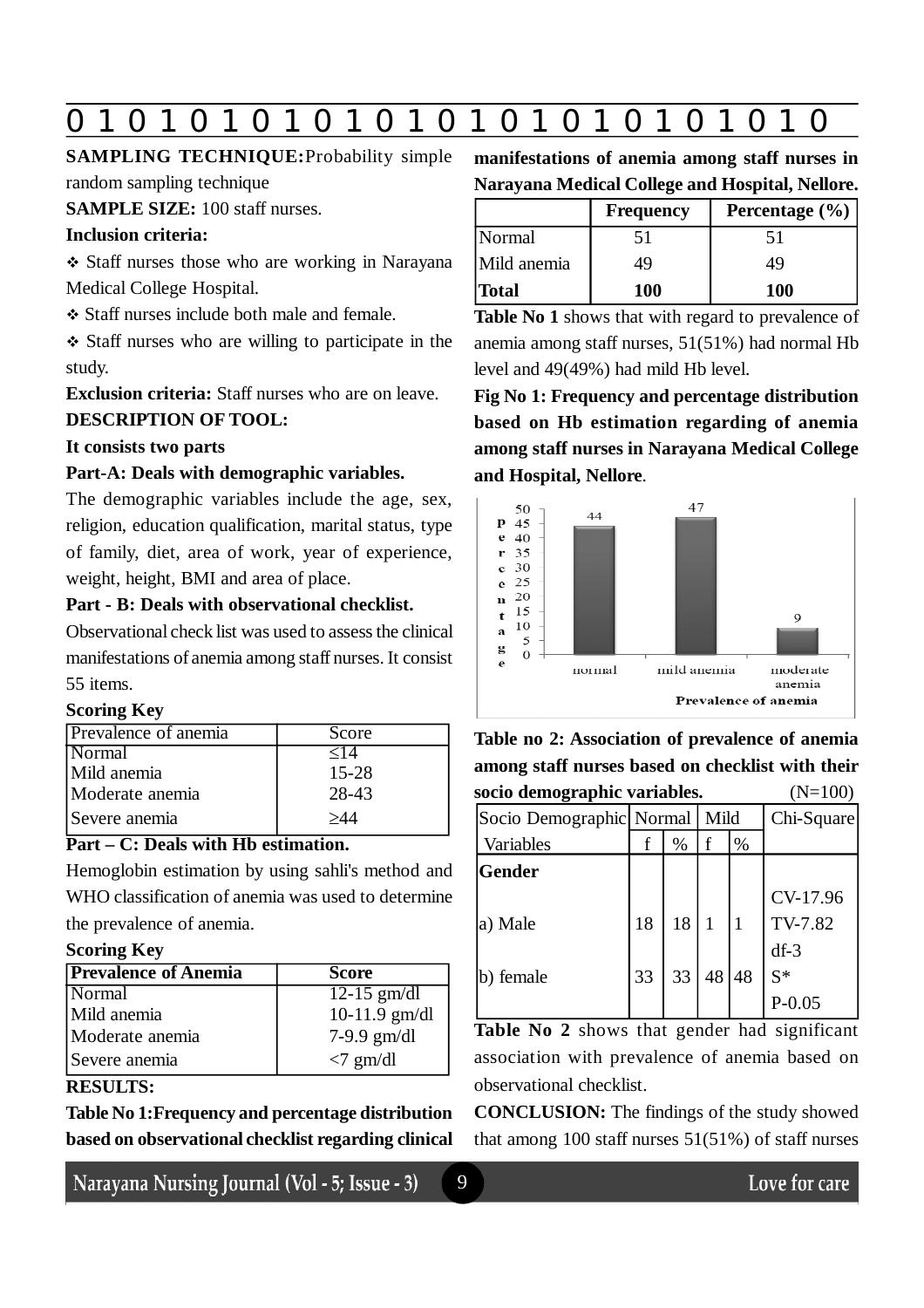**SAMPLING TECHNIQUE:** Probability simple random sampling technique

**SAMPLE SIZE:** 100 staff nurses.

**Inclusion criteria:**

- Staff nurses those who are working in Narayana Medical College Hospital.
- Staff nurses include both male and female.
- Staff nurses who are willing to participate in the study.

**Exclusion criteria:** Staff nurses who are on leave.

**DESCRIPTION OF TOOL:**

**It consists two parts**

**Part-A: Deals with demographic variables.**

The demographic variables include the age, sex, religion, education qualification, marital status, type of family, diet, area of work, year of experience, weight, height, BMI and area of place.

**Part - B: Deals with observational checklist.**

Observational check list was used to assess the clinical manifestations of anemia among staff nurses. It consist 55 items.

**Scoring Key**

| Prevalence of anemia | Score |
|---|---|
| Normal | ≤14 |
| Mild anemia | 15-28 |
| Moderate anemia | 28-43 |
| Severe anemia | ≥44 |

**Part – C: Deals with Hb estimation.**

Hemoglobin estimation by using sahli's method and WHO classification of anemia was used to determine the prevalence of anemia.

**Scoring Key**

| Prevalence of Anemia | Score |
|---|---|
| Normal | 12-15 gm/dl |
| Mild anemia | 10-11.9 gm/dl |
| Moderate anemia | 7-9.9 gm/dl |
| Severe anemia | <7 gm/dl |

**RESULTS:**

**Table No 1: Frequency and percentage distribution based on observational checklist regarding clinical manifestations of anemia among staff nurses in Narayana Medical College and Hospital, Nellore.**

| | Frequency | Percentage (%) |
|---|---|---|
| Normal | 51 | 51 |
| Mild anemia | 49 | 49 |
| **Total** | **100** | **100** |

**Table No 1** shows that with regard to prevalence of anemia among staff nurses, 51(51%) had normal Hb level and 49(49%) had mild Hb level.

**Fig No 1: Frequency and percentage distribution based on Hb estimation regarding of anemia among staff nurses in Narayana Medical College and Hospital, Nellore**.

**Table no 2: Association of prevalence of anemia among staff nurses based on checklist with their socio demographic variables.** (N=100)

| Socio Demographic Variables | Normal f | Normal % | Mild f | Mild % | Chi-Square |
|---|---|---|---|---|---|
| **Gender** | | | | | |
| a) Male | 18 | 18 | 1 | 1 | CV-17.96 TV-7.82 df-3 |
| b) female | 33 | 33 | 48 | 48 | S* P-0.05 |

**Table No 2** shows that gender had significant association with prevalence of anemia based on observational checklist.

**CONCLUSION:** The findings of the study showed that among 100 staff nurses 51(51%) of staff nurses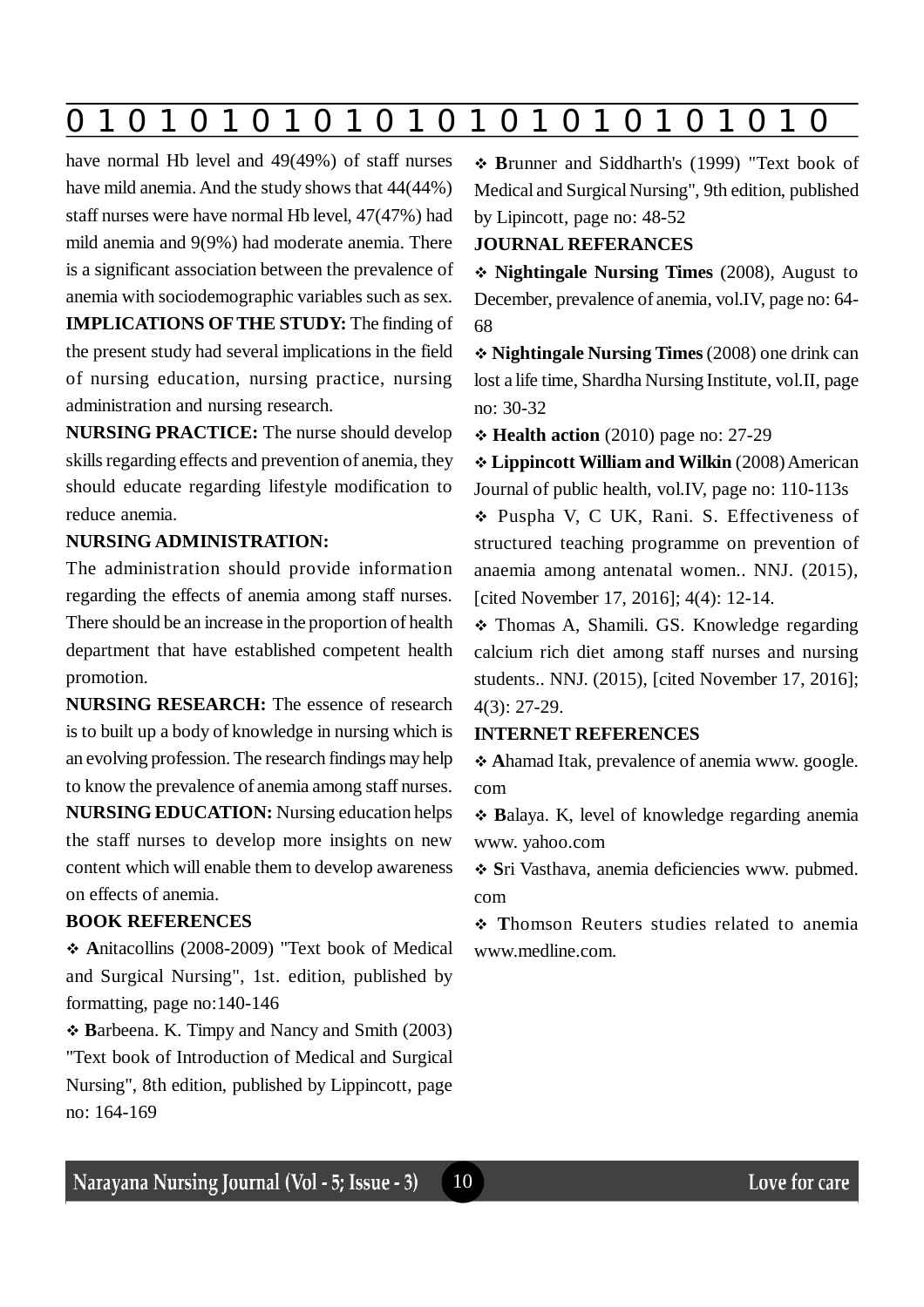have normal Hb level and 49(49%) of staff nurses have mild anemia. And the study shows that 44(44%) staff nurses were have normal Hb level, 47(47%) had mild anemia and 9(9%) had moderate anemia. There is a significant association between the prevalence of anemia with sociodemographic variables such as sex.

**IMPLICATIONS OF THE STUDY:** The finding of the present study had several implications in the field of nursing education, nursing practice, nursing administration and nursing research.

**NURSING PRACTICE:** The nurse should develop skills regarding effects and prevention of anemia, they should educate regarding lifestyle modification to reduce anemia.

**NURSING ADMINISTRATION:**

The administration should provide information regarding the effects of anemia among staff nurses. There should be an increase in the proportion of health department that have established competent health promotion.

**NURSING RESEARCH:** The essence of research is to built up a body of knowledge in nursing which is an evolving profession. The research findings may help to know the prevalence of anemia among staff nurses.

**NURSING EDUCATION:** Nursing education helps the staff nurses to develop more insights on new content which will enable them to develop awareness on effects of anemia.

**BOOK REFERENCES**

- **A**nitacollins (2008-2009) "Text book of Medical and Surgical Nursing", 1st. edition, published by formatting, page no:140-146
- **B**arbeena. K. Timpy and Nancy and Smith (2003) "Text book of Introduction of Medical and Surgical Nursing", 8th edition, published by Lippincott, page no: 164-169
- **B**runner and Siddharth's (1999) "Text book of Medical and Surgical Nursing", 9th edition, published by Lipincott, page no: 48-52

**JOURNAL REFERANCES**

- **Nightingale Nursing Times** (2008), August to December, prevalence of anemia, vol.IV, page no: 64-68
- **Nightingale Nursing Times** (2008) one drink can lost a life time, Shardha Nursing Institute, vol.II, page no: 30-32
- **Health action** (2010) page no: 27-29
- **Lippincott William and Wilkin** (2008) American Journal of public health, vol.IV, page no: 110-113s
- Puspha V, C UK, Rani. S. Effectiveness of structured teaching programme on prevention of anaemia among antenatal women.. NNJ. (2015), [cited November 17, 2016]; 4(4): 12-14.
- Thomas A, Shamili. GS. Knowledge regarding calcium rich diet among staff nurses and nursing students.. NNJ. (2015), [cited November 17, 2016]; 4(3): 27-29.

**INTERNET REFERENCES**

- **A**hamad Itak, prevalence of anemia www. google. com
- **B**alaya. K, level of knowledge regarding anemia www. yahoo.com
- **S**ri Vasthava, anemia deficiencies www. pubmed. com
- **T**homson Reuters studies related to anemia www.medline.com.